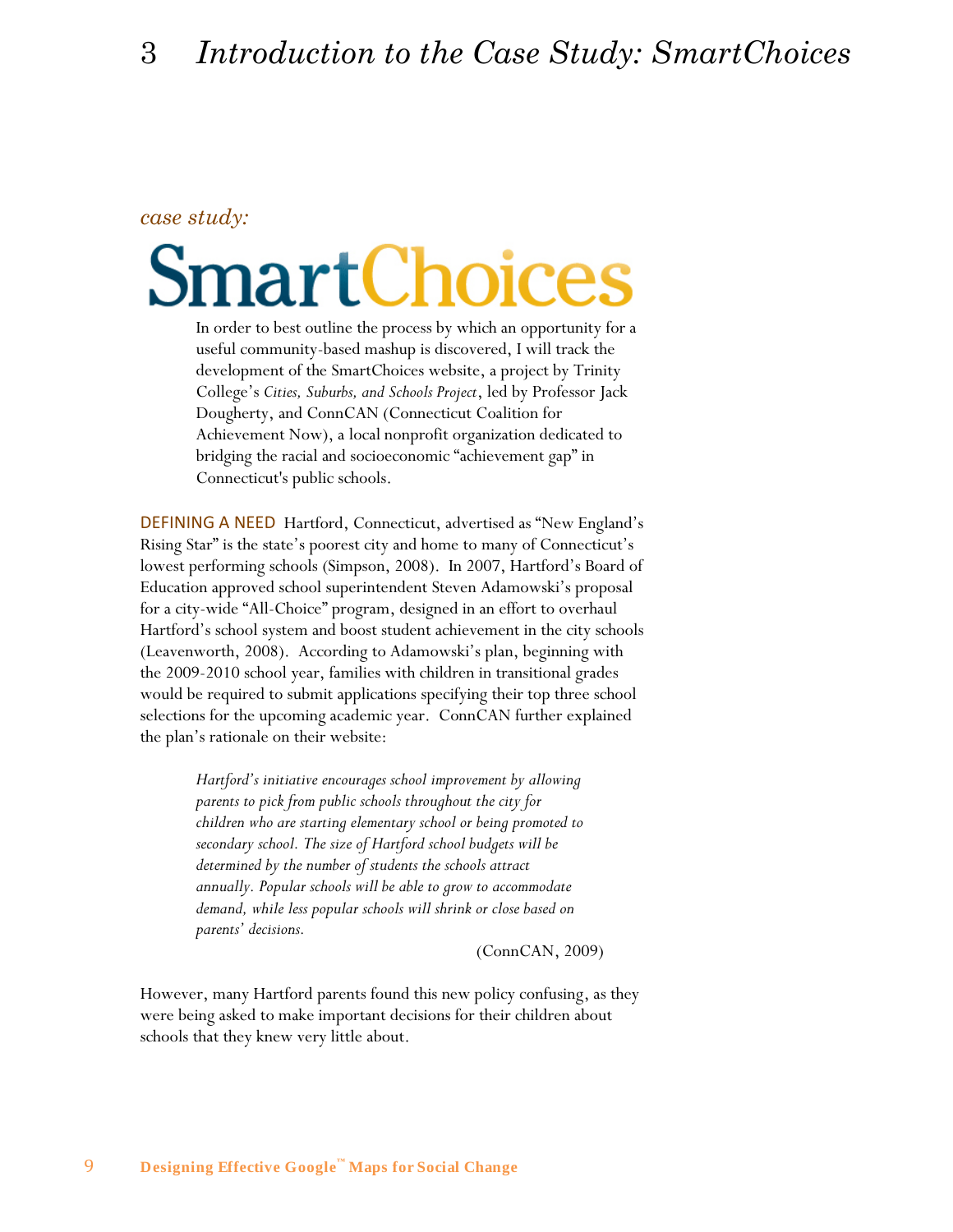# 3 *Introduction to the Case Study: SmartChoices*

*case study:*

## SmartChoices

In order to best outline the process by which an opportunity for a useful community-based mashup is discovered, I will track the development of the SmartChoices website, a project by Trinity College's *Cities, Suburbs, and Schools Project*, led by Professor Jack Dougherty, and ConnCAN (Connecticut Coalition for Achievement Now), a local nonprofit organization dedicated to bridging the racial and socioeconomic "achievement gap" in Connecticut's public schools.

**DEFINING A NEED** Hartford, Connecticut, advertised as "New England's Rising Star" is the state's poorest city and home to many of Connecticut's lowest performing schools (Simpson, 2008). In 2007, Hartford's Board of Education approved school superintendent Steven Adamowski's proposal for a city-wide "All-Choice" program, designed in an effort to overhaul Hartford's school system and boost student achievement in the city schools (Leavenworth, 2008). According to Adamowski's plan, beginning with the 2009-2010 school year, families with children in transitional grades would be required to submit applications specifying their top three school selections for the upcoming academic year. ConnCAN further explained the plan's rationale on their website:

> *Hartford's initiative encourages school improvement by allowing parents to pick from public schools throughout the city for children who are starting elementary school or being promoted to secondary school. The size of Hartford school budgets will be determined by the number of students the schools attract annually. Popular schools will be able to grow to accommodate demand, while less popular schools will shrink or close based on parents' decisions.*
>
> (ConnCAN, 2009)

However, many Hartford parents found this new policy confusing, as they were being asked to make important decisions for their children about schools that they knew very little about.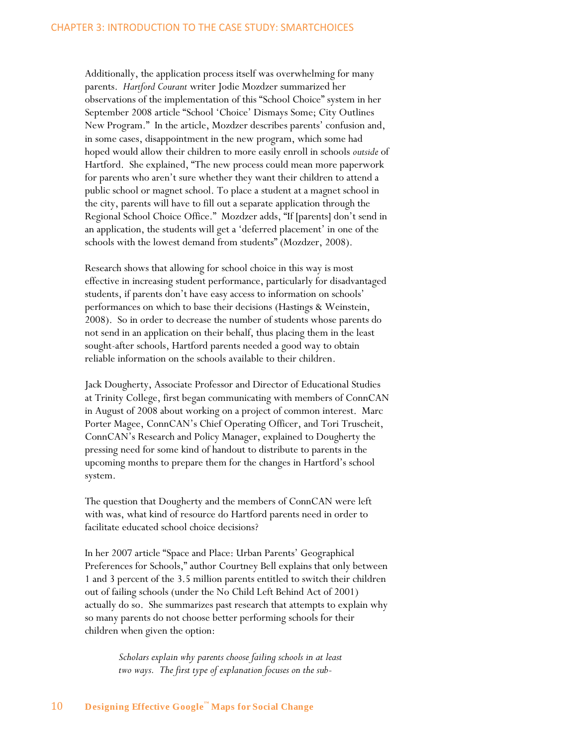Additionally, the application process itself was overwhelming for many parents. *Hartford Courant* writer Jodie Mozdzer summarized her observations of the implementation of this "School Choice" system in her September 2008 article "School 'Choice' Dismays Some; City Outlines New Program." In the article, Mozdzer describes parents' confusion and, in some cases, disappointment in the new program, which some had hoped would allow their children to more easily enroll in schools *outside* of Hartford. She explained, "The new process could mean more paperwork for parents who aren't sure whether they want their children to attend a public school or magnet school. To place a student at a magnet school in the city, parents will have to fill out a separate application through the Regional School Choice Office." Mozdzer adds, "If [parents] don't send in an application, the students will get a 'deferred placement' in one of the schools with the lowest demand from students" (Mozdzer, 2008).

Research shows that allowing for school choice in this way is most effective in increasing student performance, particularly for disadvantaged students, if parents don't have easy access to information on schools' performances on which to base their decisions (Hastings & Weinstein, 2008). So in order to decrease the number of students whose parents do not send in an application on their behalf, thus placing them in the least sought-after schools, Hartford parents needed a good way to obtain reliable information on the schools available to their children.

Jack Dougherty, Associate Professor and Director of Educational Studies at Trinity College, first began communicating with members of ConnCAN in August of 2008 about working on a project of common interest. Marc Porter Magee, ConnCAN's Chief Operating Officer, and Tori Truscheit, ConnCAN's Research and Policy Manager, explained to Dougherty the pressing need for some kind of handout to distribute to parents in the upcoming months to prepare them for the changes in Hartford's school system.

The question that Dougherty and the members of ConnCAN were left with was, what kind of resource do Hartford parents need in order to facilitate educated school choice decisions?

In her 2007 article "Space and Place: Urban Parents' Geographical Preferences for Schools," author Courtney Bell explains that only between 1 and 3 percent of the 3.5 million parents entitled to switch their children out of failing schools (under the No Child Left Behind Act of 2001) actually do so. She summarizes past research that attempts to explain why so many parents do not choose better performing schools for their children when given the option:

> *Scholars explain why parents choose failing schools in at least two ways. The first type of explanation focuses on the sub-*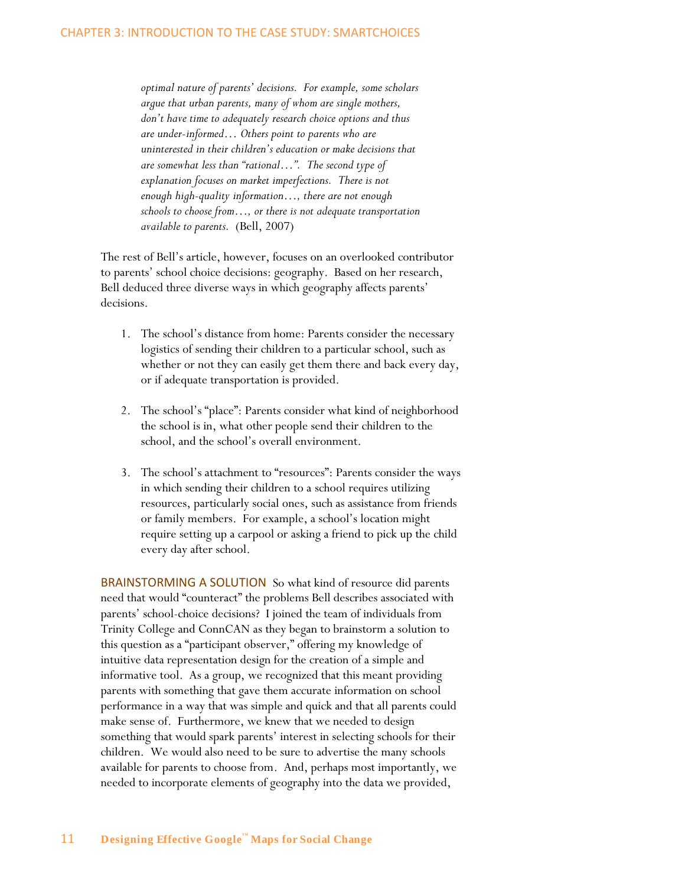> *optimal nature of parents' decisions. For example, some scholars argue that urban parents, many of whom are single mothers, don't have time to adequately research choice options and thus are under-informed… Others point to parents who are uninterested in their children's education or make decisions that are somewhat less than "rational…". The second type of explanation focuses on market imperfections. There is not enough high-quality information…, there are not enough schools to choose from…, or there is not adequate transportation available to parents.* (Bell, 2007)

The rest of Bell's article, however, focuses on an overlooked contributor to parents' school choice decisions: geography. Based on her research, Bell deduced three diverse ways in which geography affects parents' decisions.

1. The school's distance from home: Parents consider the necessary logistics of sending their children to a particular school, such as whether or not they can easily get them there and back every day, or if adequate transportation is provided.

2. The school's "place": Parents consider what kind of neighborhood the school is in, what other people send their children to the school, and the school's overall environment.

3. The school's attachment to "resources": Parents consider the ways in which sending their children to a school requires utilizing resources, particularly social ones, such as assistance from friends or family members. For example, a school's location might require setting up a carpool or asking a friend to pick up the child every day after school.

**BRAINSTORMING A SOLUTION** So what kind of resource did parents need that would "counteract" the problems Bell describes associated with parents' school-choice decisions? I joined the team of individuals from Trinity College and ConnCAN as they began to brainstorm a solution to this question as a "participant observer," offering my knowledge of intuitive data representation design for the creation of a simple and informative tool. As a group, we recognized that this meant providing parents with something that gave them accurate information on school performance in a way that was simple and quick and that all parents could make sense of. Furthermore, we knew that we needed to design something that would spark parents' interest in selecting schools for their children. We would also need to be sure to advertise the many schools available for parents to choose from. And, perhaps most importantly, we needed to incorporate elements of geography into the data we provided,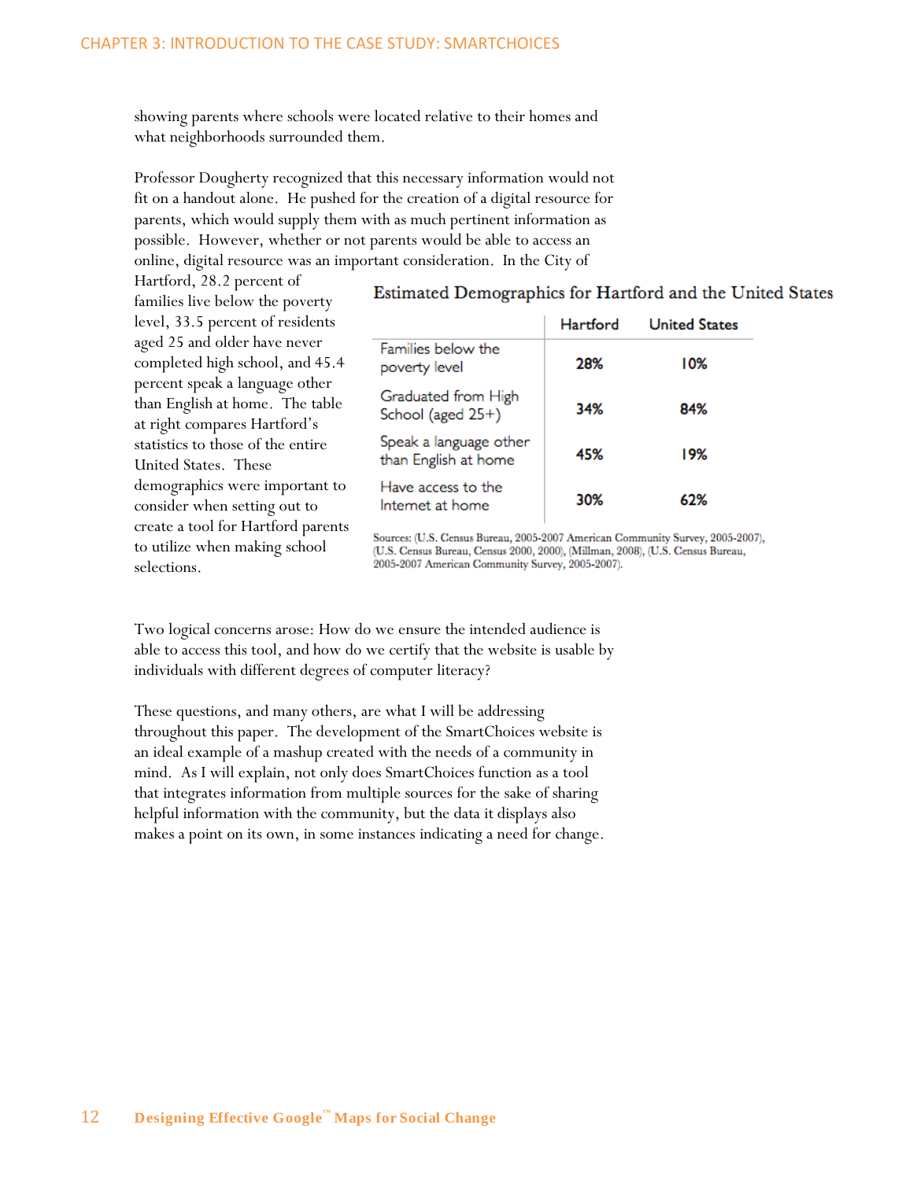showing parents where schools were located relative to their homes and what neighborhoods surrounded them.

Professor Dougherty recognized that this necessary information would not fit on a handout alone. He pushed for the creation of a digital resource for parents, which would supply them with as much pertinent information as possible. However, whether or not parents would be able to access an online, digital resource was an important consideration. In the City of Hartford, 28.2 percent of families live below the poverty level, 33.5 percent of residents aged 25 and older have never completed high school, and 45.4 percent speak a language other than English at home. The table at right compares Hartford's statistics to those of the entire United States. These demographics were important to consider when setting out to create a tool for Hartford parents to utilize when making school selections.

Estimated Demographics for Hartford and the United States

| | Hartford | United States |
|---|---|---|
| Families below the poverty level | **28%** | **10%** |
| Graduated from High School (aged 25+) | **34%** | **84%** |
| Speak a language other than English at home | **45%** | **19%** |
| Have access to the Internet at home | **30%** | **62%** |

Sources: (U.S. Census Bureau, 2005-2007 American Community Survey, 2005-2007), (U.S. Census Bureau, Census 2000, 2000), (Millman, 2008), (U.S. Census Bureau, 2005-2007 American Community Survey, 2005-2007).

Two logical concerns arose: How do we ensure the intended audience is able to access this tool, and how do we certify that the website is usable by individuals with different degrees of computer literacy?

These questions, and many others, are what I will be addressing throughout this paper. The development of the SmartChoices website is an ideal example of a mashup created with the needs of a community in mind. As I will explain, not only does SmartChoices function as a tool that integrates information from multiple sources for the sake of sharing helpful information with the community, but the data it displays also makes a point on its own, in some instances indicating a need for change.